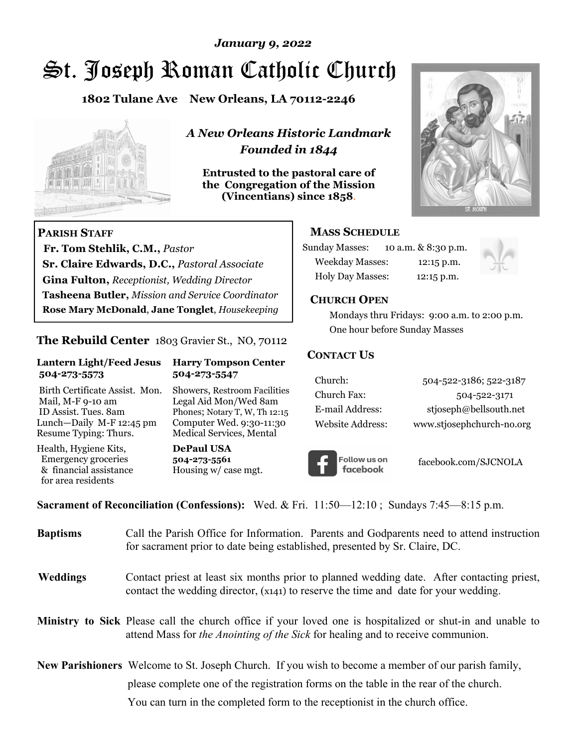*January 9, 2022*

# St. Joseph Roman Catholic Church

**1802 Tulane Ave New Orleans, LA 70112-2246**

***A New Orleans Historic Landmark***
***Founded in 1844***

**Entrusted to the pastoral care of the Congregation of the Mission (Vincentians) since 1858.**

## PARISH STAFF

**Fr. Tom Stehlik, C.M.,** *Pastor*
**Sr. Claire Edwards, D.C.,** *Pastoral Associate*
**Gina Fulton,** *Receptionist, Wedding Director*
**Tasheena Butler,** *Mission and Service Coordinator*
**Rose Mary McDonald**, **Jane Tonglet**, *Housekeeping*

## The Rebuild Center 1803 Gravier St., NO, 70112

**Lantern Light/Feed Jesus**
**504-273-5573**

Birth Certificate Assist. Mon.
Mail, M-F 9-10 am
ID Assist. Tues. 8am
Lunch—Daily M-F 12:45 pm
Resume Typing: Thurs.

Health, Hygiene Kits, Emergency groceries & financial assistance for area residents

**Harry Tompson Center**
**504-273-5547**

Showers, Restroom Facilities
Legal Aid Mon/Wed 8am
Phones; Notary T, W, Th 12:15
Computer Wed. 9:30-11:30
Medical Services, Mental

**DePaul USA**
**504-273-5561**
Housing w/ case mgt.

## MASS SCHEDULE

| | |
|---|---|
| Sunday Masses: | 10 a.m. & 8:30 p.m. |
| Weekday Masses: | 12:15 p.m. |
| Holy Day Masses: | 12:15 p.m. |

## CHURCH OPEN

Mondays thru Fridays: 9:00 a.m. to 2:00 p.m.
One hour before Sunday Masses

## CONTACT US

| | |
|---|---|
| Church: | 504-522-3186; 522-3187 |
| Church Fax: | 504-522-3171 |
| E-mail Address: | stjoseph@bellsouth.net |
| Website Address: | www.stjosephchurch-no.org |

Follow us on facebook — facebook.com/SJCNOLA

**Sacrament of Reconciliation (Confessions):** Wed. & Fri. 11:50—12:10 ; Sundays 7:45—8:15 p.m.

**Baptisms** Call the Parish Office for Information. Parents and Godparents need to attend instruction for sacrament prior to date being established, presented by Sr. Claire, DC.

**Weddings** Contact priest at least six months prior to planned wedding date. After contacting priest, contact the wedding director, (x141) to reserve the time and date for your wedding.

**Ministry to Sick** Please call the church office if your loved one is hospitalized or shut-in and unable to attend Mass for *the Anointing of the Sick* for healing and to receive communion.

**New Parishioners** Welcome to St. Joseph Church. If you wish to become a member of our parish family, please complete one of the registration forms on the table in the rear of the church. You can turn in the completed form to the receptionist in the church office.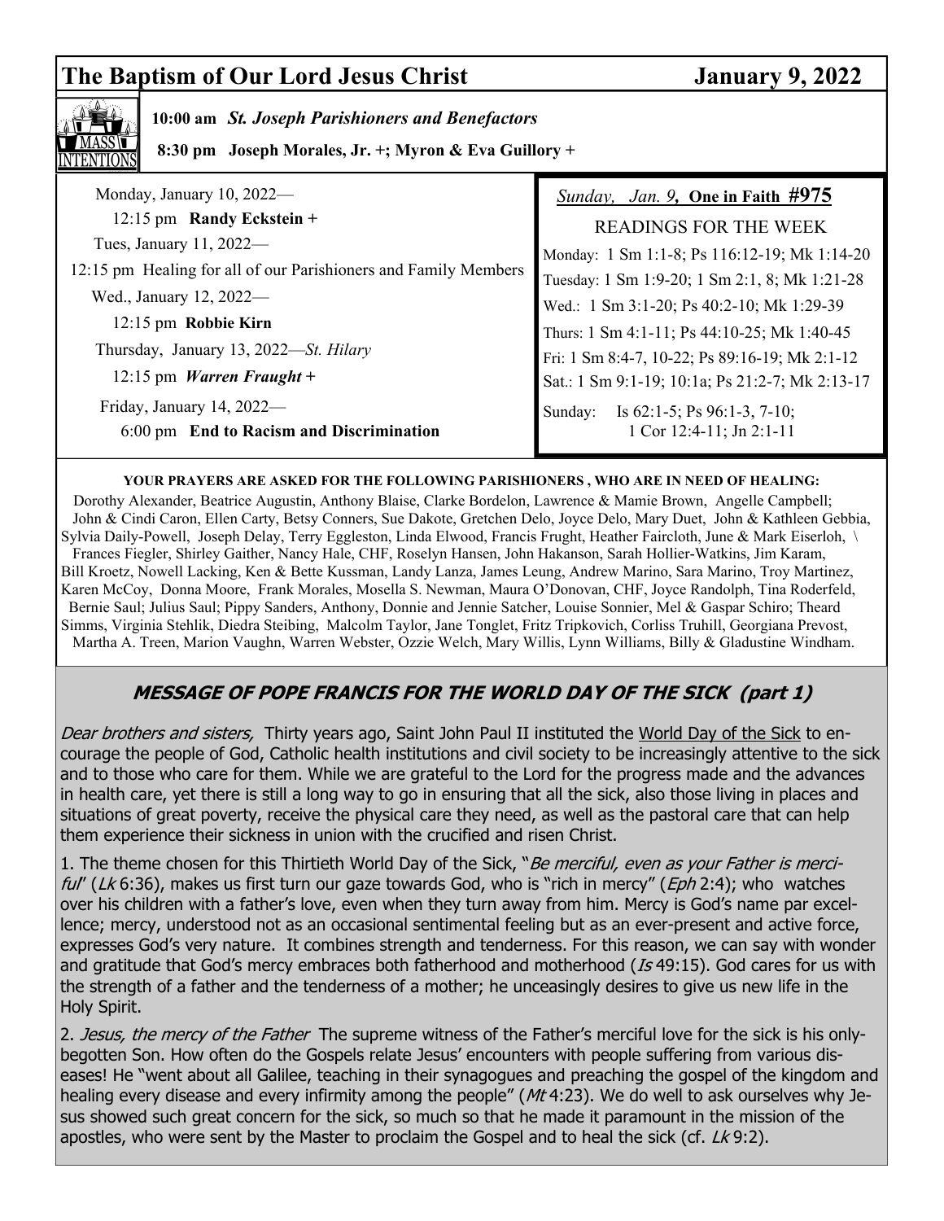## The Baptism of Our Lord Jesus Christ — January 9, 2022

**MASS INTENTIONS**

**10:00 am** ***St. Joseph Parishioners and Benefactors***

**8:30 pm Joseph Morales, Jr. +; Myron & Eva Guillory +**

Monday, January 10, 2022—
12:15 pm **Randy Eckstein +**

Tues, January 11, 2022—
12:15 pm Healing for all of our Parishioners and Family Members

Wed., January 12, 2022—
12:15 pm **Robbie Kirn**

Thursday, January 13, 2022—*St. Hilary*
12:15 pm ***Warren Fraught +***

Friday, January 14, 2022—
6:00 pm **End to Racism and Discrimination**

*Sunday, Jan. 9*, **One in Faith #975**

READINGS FOR THE WEEK

Monday: 1 Sm 1:1-8; Ps 116:12-19; Mk 1:14-20
Tuesday: 1 Sm 1:9-20; 1 Sm 2:1, 8; Mk 1:21-28
Wed.: 1 Sm 3:1-20; Ps 40:2-10; Mk 1:29-39
Thurs: 1 Sm 4:1-11; Ps 44:10-25; Mk 1:40-45
Fri: 1 Sm 8:4-7, 10-22; Ps 89:16-19; Mk 2:1-12
Sat.: 1 Sm 9:1-19; 10:1a; Ps 21:2-7; Mk 2:13-17
Sunday: Is 62:1-5; Ps 96:1-3, 7-10; 1 Cor 12:4-11; Jn 2:1-11

**YOUR PRAYERS ARE ASKED FOR THE FOLLOWING PARISHIONERS , WHO ARE IN NEED OF HEALING:**

Dorothy Alexander, Beatrice Augustin, Anthony Blaise, Clarke Bordelon, Lawrence & Mamie Brown, Angelle Campbell; John & Cindi Caron, Ellen Carty, Betsy Conners, Sue Dakote, Gretchen Delo, Joyce Delo, Mary Duet, John & Kathleen Gebbia, Sylvia Daily-Powell, Joseph Delay, Terry Eggleston, Linda Elwood, Francis Frught, Heather Faircloth, June & Mark Eiserloh, \ Frances Fiegler, Shirley Gaither, Nancy Hale, CHF, Roselyn Hansen, John Hakanson, Sarah Hollier-Watkins, Jim Karam, Bill Kroetz, Nowell Lacking, Ken & Bette Kussman, Landy Lanza, James Leung, Andrew Marino, Sara Marino, Troy Martinez, Karen McCoy, Donna Moore, Frank Morales, Mosella S. Newman, Maura O'Donovan, CHF, Joyce Randolph, Tina Roderfeld, Bernie Saul; Julius Saul; Pippy Sanders, Anthony, Donnie and Jennie Satcher, Louise Sonnier, Mel & Gaspar Schiro; Theard Simms, Virginia Stehlik, Diedra Steibing, Malcolm Taylor, Jane Tonglet, Fritz Tripkovich, Corliss Truhill, Georgiana Prevost, Martha A. Treen, Marion Vaughn, Warren Webster, Ozzie Welch, Mary Willis, Lynn Williams, Billy & Gladustine Windham.

### *MESSAGE OF POPE FRANCIS FOR THE WORLD DAY OF THE SICK (part 1)*

*Dear brothers and sisters,* Thirty years ago, Saint John Paul II instituted the World Day of the Sick to encourage the people of God, Catholic health institutions and civil society to be increasingly attentive to the sick and to those who care for them. While we are grateful to the Lord for the progress made and the advances in health care, yet there is still a long way to go in ensuring that all the sick, also those living in places and situations of great poverty, receive the physical care they need, as well as the pastoral care that can help them experience their sickness in union with the crucified and risen Christ.

1. The theme chosen for this Thirtieth World Day of the Sick, "*Be merciful, even as your Father is merciful*" (*Lk* 6:36), makes us first turn our gaze towards God, who is "rich in mercy" (*Eph* 2:4); who watches over his children with a father's love, even when they turn away from him. Mercy is God's name par excellence; mercy, understood not as an occasional sentimental feeling but as an ever-present and active force, expresses God's very nature. It combines strength and tenderness. For this reason, we can say with wonder and gratitude that God's mercy embraces both fatherhood and motherhood (*Is* 49:15). God cares for us with the strength of a father and the tenderness of a mother; he unceasingly desires to give us new life in the Holy Spirit.

2. *Jesus, the mercy of the Father* The supreme witness of the Father's merciful love for the sick is his only-begotten Son. How often do the Gospels relate Jesus' encounters with people suffering from various diseases! He "went about all Galilee, teaching in their synagogues and preaching the gospel of the kingdom and healing every disease and every infirmity among the people" (*Mt* 4:23). We do well to ask ourselves why Jesus showed such great concern for the sick, so much so that he made it paramount in the mission of the apostles, who were sent by the Master to proclaim the Gospel and to heal the sick (cf. *Lk* 9:2).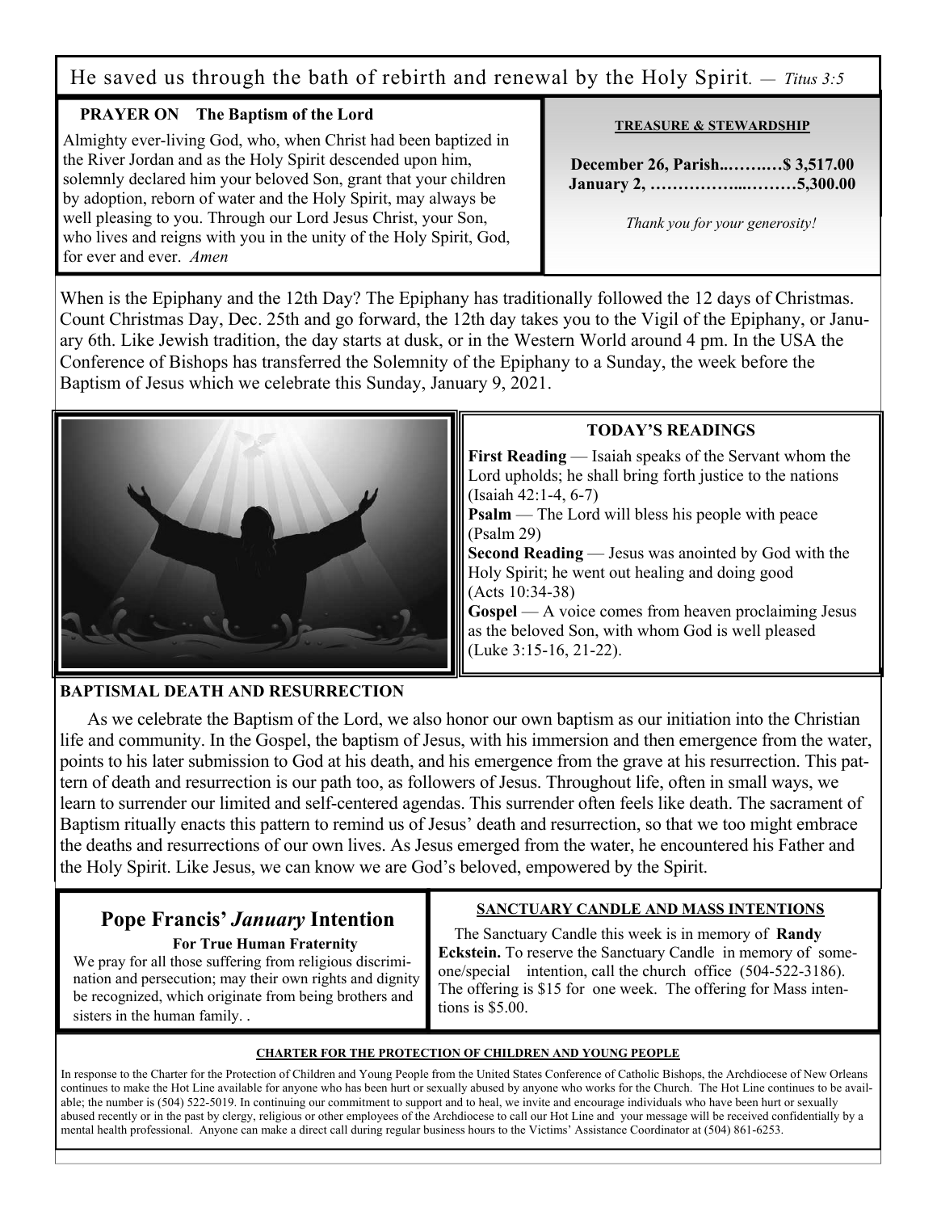He saved us through the bath of rebirth and renewal by the Holy Spirit. — *Titus 3:5*

**PRAYER ON The Baptism of the Lord**

Almighty ever-living God, who, when Christ had been baptized in the River Jordan and as the Holy Spirit descended upon him, solemnly declared him your beloved Son, grant that your children by adoption, reborn of water and the Holy Spirit, may always be well pleasing to you. Through our Lord Jesus Christ, your Son, who lives and reigns with you in the unity of the Holy Spirit, God, for ever and ever. *Amen*

**TREASURE & STEWARDSHIP**

**December 26, Parish..……..…$ 3,517.00**
**January 2, ……………...………5,300.00**

*Thank you for your generosity!*

When is the Epiphany and the 12th Day? The Epiphany has traditionally followed the 12 days of Christmas. Count Christmas Day, Dec. 25th and go forward, the 12th day takes you to the Vigil of the Epiphany, or January 6th. Like Jewish tradition, the day starts at dusk, or in the Western World around 4 pm. In the USA the Conference of Bishops has transferred the Solemnity of the Epiphany to a Sunday, the week before the Baptism of Jesus which we celebrate this Sunday, January 9, 2021.

**TODAY'S READINGS**

**First Reading** — Isaiah speaks of the Servant whom the Lord upholds; he shall bring forth justice to the nations (Isaiah 42:1-4, 6-7)
**Psalm** — The Lord will bless his people with peace (Psalm 29)
**Second Reading** — Jesus was anointed by God with the Holy Spirit; he went out healing and doing good (Acts 10:34-38)
**Gospel** — A voice comes from heaven proclaiming Jesus as the beloved Son, with whom God is well pleased (Luke 3:15-16, 21-22).

**BAPTISMAL DEATH AND RESURRECTION**

As we celebrate the Baptism of the Lord, we also honor our own baptism as our initiation into the Christian life and community. In the Gospel, the baptism of Jesus, with his immersion and then emergence from the water, points to his later submission to God at his death, and his emergence from the grave at his resurrection. This pattern of death and resurrection is our path too, as followers of Jesus. Throughout life, often in small ways, we learn to surrender our limited and self-centered agendas. This surrender often feels like death. The sacrament of Baptism ritually enacts this pattern to remind us of Jesus' death and resurrection, so that we too might embrace the deaths and resurrections of our own lives. As Jesus emerged from the water, he encountered his Father and the Holy Spirit. Like Jesus, we can know we are God's beloved, empowered by the Spirit.

## Pope Francis' *January* Intention

**For True Human Fraternity**

We pray for all those suffering from religious discrimination and persecution; may their own rights and dignity be recognized, which originate from being brothers and sisters in the human family. .

**SANCTUARY CANDLE AND MASS INTENTIONS**

The Sanctuary Candle this week is in memory of **Randy Eckstein.** To reserve the Sanctuary Candle in memory of someone/special intention, call the church office (504-522-3186). The offering is $15 for one week. The offering for Mass intentions is $5.00.

**CHARTER FOR THE PROTECTION OF CHILDREN AND YOUNG PEOPLE**

In response to the Charter for the Protection of Children and Young People from the United States Conference of Catholic Bishops, the Archdiocese of New Orleans continues to make the Hot Line available for anyone who has been hurt or sexually abused by anyone who works for the Church. The Hot Line continues to be available; the number is (504) 522-5019. In continuing our commitment to support and to heal, we invite and encourage individuals who have been hurt or sexually abused recently or in the past by clergy, religious or other employees of the Archdiocese to call our Hot Line and your message will be received confidentially by a mental health professional. Anyone can make a direct call during regular business hours to the Victims' Assistance Coordinator at (504) 861-6253.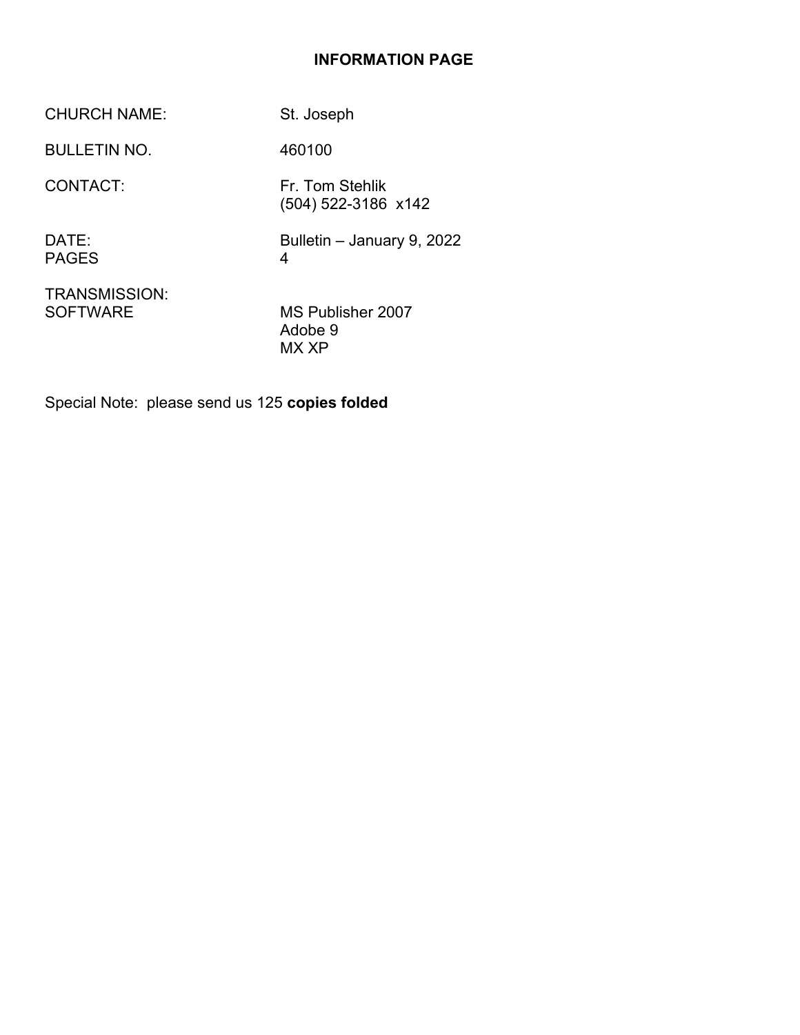# INFORMATION PAGE

| | |
|---|---|
| CHURCH NAME: | St. Joseph |
| BULLETIN NO. | 460100 |
| CONTACT: | Fr. Tom Stehlik<br>(504) 522-3186 x142 |
| DATE:<br>PAGES | Bulletin – January 9, 2022<br>4 |
| TRANSMISSION:<br>SOFTWARE | MS Publisher 2007<br>Adobe 9<br>MX XP |

Special Note: please send us 125 **copies folded**